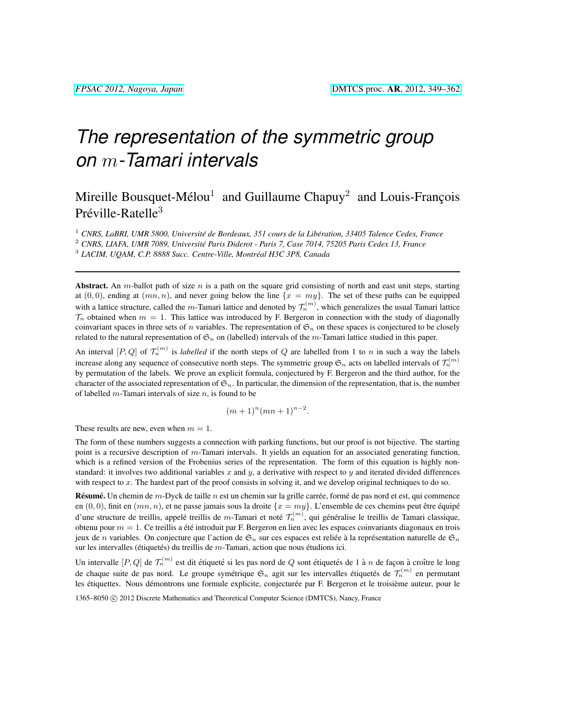# *The representation of the symmetric group on $m$-Tamari intervals*

Mireille Bousquet-Mélou[1] and Guillaume Chapuy[2] and Louis-François Préville-Ratelle[3]

[1] *CNRS, LaBRI, UMR 5800, Université de Bordeaux, 351 cours de la Libération, 33405 Talence Cedex, France*

[2] *CNRS, LIAFA, UMR 7089, Université Paris Diderot - Paris 7, Case 7014, 75205 Paris Cedex 13, France*

[3] *LACIM, UQAM, C.P. 8888 Succ. Centre-Ville, Montréal H3C 3P8, Canada*

---

**Abstract.** An $m$-ballot path of size $n$ is a path on the square grid consisting of north and east unit steps, starting at $(0, 0)$, ending at $(mn, n)$, and never going below the line $\{x = my\}$. The set of these paths can be equipped with a lattice structure, called the $m$-Tamari lattice and denoted by $\mathcal{T}_n^{(m)}$, which generalizes the usual Tamari lattice $\mathcal{T}_n$ obtained when $m = 1$. This lattice was introduced by F. Bergeron in connection with the study of diagonally coinvariant spaces in three sets of $n$ variables. The representation of $\mathfrak{S}_n$ on these spaces is conjectured to be closely related to the natural representation of $\mathfrak{S}_n$ on (labelled) intervals of the $m$-Tamari lattice studied in this paper.

An interval $[P, Q]$ of $\mathcal{T}_n^{(m)}$ is *labelled* if the north steps of $Q$ are labelled from 1 to $n$ in such a way the labels increase along any sequence of consecutive north steps. The symmetric group $\mathfrak{S}_n$ acts on labelled intervals of $\mathcal{T}_n^{(m)}$ by permutation of the labels. We prove an explicit formula, conjectured by F. Bergeron and the third author, for the character of the associated representation of $\mathfrak{S}_n$. In particular, the dimension of the representation, that is, the number of labelled $m$-Tamari intervals of size $n$, is found to be

$$(m + 1)^n(mn + 1)^{n-2}.$$

These results are new, even when $m = 1$.

The form of these numbers suggests a connection with parking functions, but our proof is not bijective. The starting point is a recursive description of $m$-Tamari intervals. It yields an equation for an associated generating function, which is a refined version of the Frobenius series of the representation. The form of this equation is highly non-standard: it involves two additional variables $x$ and $y$, a derivative with respect to $y$ and iterated divided differences with respect to $x$. The hardest part of the proof consists in solving it, and we develop original techniques to do so.

**Résumé.** Un chemin de $m$-Dyck de taille $n$ est un chemin sur la grille carrée, formé de pas nord et est, qui commence en $(0, 0)$, finit en $(mn, n)$, et ne passe jamais sous la droite $\{x = my\}$. L'ensemble de ces chemins peut être équipé d'une structure de treillis, appelé treillis de $m$-Tamari et noté $\mathcal{T}_n^{(m)}$, qui généralise le treillis de Tamari classique, obtenu pour $m = 1$. Ce treillis a été introduit par F. Bergeron en lien avec les espaces coinvariants diagonaux en trois jeux de $n$ variables. On conjecture que l'action de $\mathfrak{S}_n$ sur ces espaces est reliée à la représentation naturelle de $\mathfrak{S}_n$ sur les intervalles (étiquetés) du treillis de $m$-Tamari, action que nous étudions ici.

Un intervalle $[P, Q]$ de $\mathcal{T}_n^{(m)}$ est dit étiqueté si les pas nord de $Q$ sont étiquetés de 1 à $n$ de façon à croître le long de chaque suite de pas nord. Le groupe symétrique $\mathfrak{S}_n$ agit sur les intervalles étiquetés de $\mathcal{T}_n^{(m)}$ en permutant les étiquettes. Nous démontrons une formule explicite, conjecturée par F. Bergeron et le troisième auteur, pour le

1365–8050 © 2012 Discrete Mathematics and Theoretical Computer Science (DMTCS), Nancy, France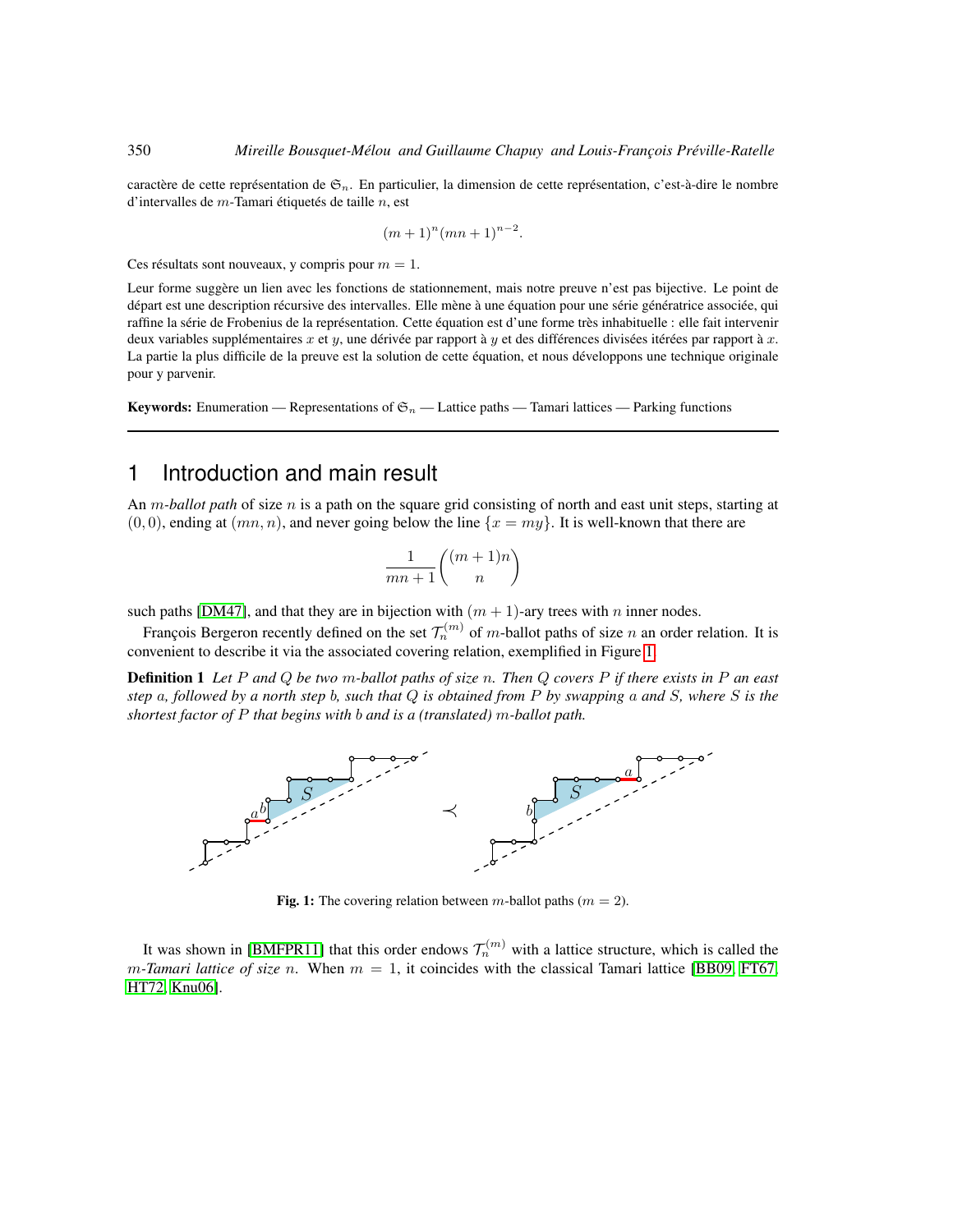caractère de cette représentation de $\mathfrak{S}_n$. En particulier, la dimension de cette représentation, c'est-à-dire le nombre d'intervalles de $m$-Tamari étiquetés de taille $n$, est

$$(m+1)^n(mn+1)^{n-2}.$$

Ces résultats sont nouveaux, y compris pour $m = 1$.

Leur forme suggère un lien avec les fonctions de stationnement, mais notre preuve n'est pas bijective. Le point de départ est une description récursive des intervalles. Elle mène à une équation pour une série génératrice associée, qui raffine la série de Frobenius de la représentation. Cette équation est d'une forme très inhabituelle : elle fait intervenir deux variables supplémentaires $x$ et $y$, une dérivée par rapport à $y$ et des différences divisées itérées par rapport à $x$. La partie la plus difficile de la preuve est la solution de cette équation, et nous développons une technique originale pour y parvenir.

**Keywords:** Enumeration — Representations of $\mathfrak{S}_n$ — Lattice paths — Tamari lattices — Parking functions

## 1 Introduction and main result

An *$m$-ballot path* of size $n$ is a path on the square grid consisting of north and east unit steps, starting at $(0,0)$, ending at $(mn, n)$, and never going below the line $\{x = my\}$. It is well-known that there are

$$\frac{1}{mn+1}\binom{(m+1)n}{n}$$

such paths [DM47], and that they are in bijection with $(m+1)$-ary trees with $n$ inner nodes.

François Bergeron recently defined on the set $\mathcal{T}_n^{(m)}$ of $m$-ballot paths of size $n$ an order relation. It is convenient to describe it via the associated covering relation, exemplified in Figure 1.

**Definition 1** *Let $P$ and $Q$ be two $m$-ballot paths of size $n$. Then $Q$ covers $P$ if there exists in $P$ an east step $a$, followed by a north step $b$, such that $Q$ is obtained from $P$ by swapping $a$ and $S$, where $S$ is the shortest factor of $P$ that begins with $b$ and is a (translated) $m$-ballot path.*

**Fig. 1:** The covering relation between $m$-ballot paths ($m = 2$).

It was shown in [BMFPR11] that this order endows $\mathcal{T}_n^{(m)}$ with a lattice structure, which is called the *$m$-Tamari lattice of size $n$*. When $m = 1$, it coincides with the classical Tamari lattice [BB09, FT67, HT72, Knu06].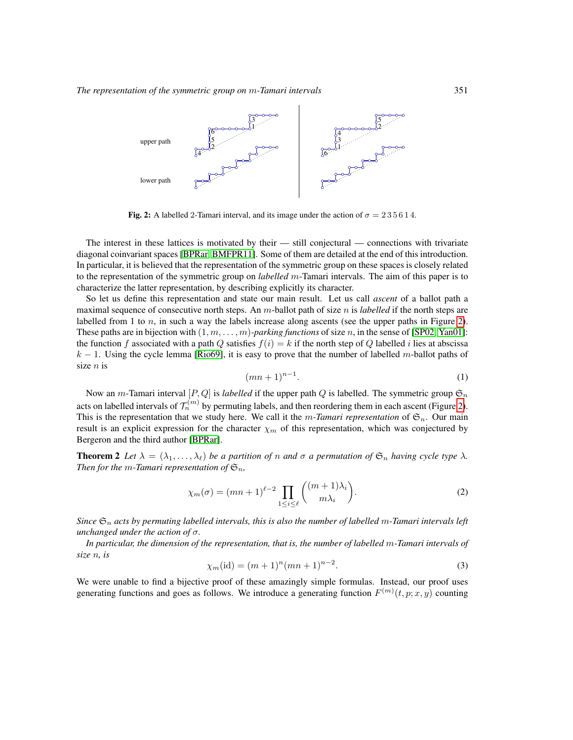**Fig. 2:** A labelled 2-Tamari interval, and its image under the action of $\sigma = 2\,3\,5\,6\,1\,4$.

The interest in these lattices is motivated by their — still conjectural — connections with trivariate diagonal coinvariant spaces [BPRar, BMFPR11]. Some of them are detailed at the end of this introduction. In particular, it is believed that the representation of the symmetric group on these spaces is closely related to the representation of the symmetric group on *labelled* $m$-Tamari intervals. The aim of this paper is to characterize the latter representation, by describing explicitly its character.

So let us define this representation and state our main result. Let us call *ascent* of a ballot path a maximal sequence of consecutive north steps. An $m$-ballot path of size $n$ is *labelled* if the north steps are labelled from 1 to $n$, in such a way the labels increase along ascents (see the upper paths in Figure 2). These paths are in bijection with $(1, m, \dots, m)$-*parking functions* of size $n$, in the sense of [SP02, Yan01]: the function $f$ associated with a path $Q$ satisfies $f(i) = k$ if the north step of $Q$ labelled $i$ lies at abscissa $k - 1$. Using the cycle lemma [Rio69], it is easy to prove that the number of labelled $m$-ballot paths of size $n$ is

$$(mn + 1)^{n-1}. \tag{1}$$

Now an $m$-Tamari interval $[P, Q]$ is *labelled* if the upper path $Q$ is labelled. The symmetric group $\mathfrak{S}_n$ acts on labelled intervals of $\mathcal{T}_n^{(m)}$ by permuting labels, and then reordering them in each ascent (Figure 2). This is the representation that we study here. We call it the *m-Tamari representation* of $\mathfrak{S}_n$. Our main result is an explicit expression for the character $\chi_m$ of this representation, which was conjectured by Bergeron and the third author [BPRar].

**Theorem 2** *Let $\lambda = (\lambda_1, \dots, \lambda_\ell)$ be a partition of $n$ and $\sigma$ a permutation of $\mathfrak{S}_n$ having cycle type $\lambda$. Then for the $m$-Tamari representation of $\mathfrak{S}_n$,*

$$\chi_m(\sigma) = (mn + 1)^{\ell - 2} \prod_{1 \le i \le \ell} \binom{(m+1)\lambda_i}{m\lambda_i}. \tag{2}$$

*Since $\mathfrak{S}_n$ acts by permuting labelled intervals, this is also the number of labelled $m$-Tamari intervals left unchanged under the action of $\sigma$.*

*In particular, the dimension of the representation, that is, the number of labelled $m$-Tamari intervals of size $n$, is*

$$\chi_m(\mathrm{id}) = (m + 1)^n (mn + 1)^{n-2}. \tag{3}$$

We were unable to find a bijective proof of these amazingly simple formulas. Instead, our proof uses generating functions and goes as follows. We introduce a generating function $F^{(m)}(t, p; x, y)$ counting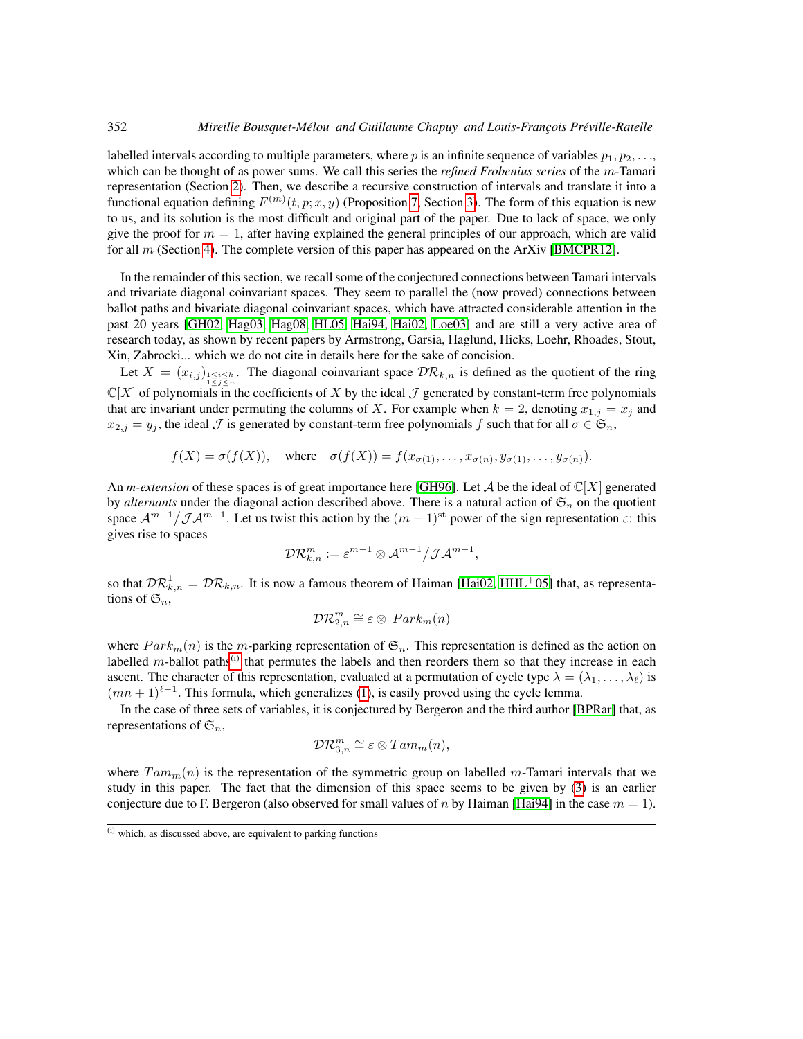labelled intervals according to multiple parameters, where $p$ is an infinite sequence of variables $p_1, p_2, \ldots$, which can be thought of as power sums. We call this series the *refined Frobenius series* of the $m$-Tamari representation (Section 2). Then, we describe a recursive construction of intervals and translate it into a functional equation defining $F^{(m)}(t, p; x, y)$ (Proposition 7, Section 3). The form of this equation is new to us, and its solution is the most difficult and original part of the paper. Due to lack of space, we only give the proof for $m = 1$, after having explained the general principles of our approach, which are valid for all $m$ (Section 4). The complete version of this paper has appeared on the ArXiv [BMCPR12].

In the remainder of this section, we recall some of the conjectured connections between Tamari intervals and trivariate diagonal coinvariant spaces. They seem to parallel the (now proved) connections between ballot paths and bivariate diagonal coinvariant spaces, which have attracted considerable attention in the past 20 years [GH02, Hag03, Hag08, HL05, Hai94, Hai02, Loe03] and are still a very active area of research today, as shown by recent papers by Armstrong, Garsia, Haglund, Hicks, Loehr, Rhoades, Stout, Xin, Zabrocki... which we do not cite in details here for the sake of concision.

Let $X = (x_{i,j})_{\substack{1 \le i \le k \\ 1 \le j \le n}}$. The diagonal coinvariant space $\mathcal{DR}_{k,n}$ is defined as the quotient of the ring $\mathbb{C}[X]$ of polynomials in the coefficients of $X$ by the ideal $\mathcal{J}$ generated by constant-term free polynomials that are invariant under permuting the columns of $X$. For example when $k = 2$, denoting $x_{1,j} = x_j$ and $x_{2,j} = y_j$, the ideal $\mathcal{J}$ is generated by constant-term free polynomials $f$ such that for all $\sigma \in \mathfrak{S}_n$,

$$f(X) = \sigma(f(X)), \quad \text{where} \quad \sigma(f(X)) = f(x_{\sigma(1)}, \ldots, x_{\sigma(n)}, y_{\sigma(1)}, \ldots, y_{\sigma(n)}).$$

An *m-extension* of these spaces is of great importance here [GH96]. Let $\mathcal{A}$ be the ideal of $\mathbb{C}[X]$ generated by *alternants* under the diagonal action described above. There is a natural action of $\mathfrak{S}_n$ on the quotient space $\mathcal{A}^{m-1}/\mathcal{J}\mathcal{A}^{m-1}$. Let us twist this action by the $(m-1)^{\text{st}}$ power of the sign representation $\varepsilon$: this gives rise to spaces

$$\mathcal{DR}^m_{k,n} := \varepsilon^{m-1} \otimes \mathcal{A}^{m-1}/\mathcal{J}\mathcal{A}^{m-1},$$

so that $\mathcal{DR}^1_{k,n} = \mathcal{DR}_{k,n}$. It is now a famous theorem of Haiman [Hai02, HHL+05] that, as representations of $\mathfrak{S}_n$,

$$\mathcal{DR}^m_{2,n} \cong \varepsilon \otimes \ Park_m(n)$$

where $Park_m(n)$ is the $m$-parking representation of $\mathfrak{S}_n$. This representation is defined as the action on labelled $m$-ballot paths[(i)] that permutes the labels and then reorders them so that they increase in each ascent. The character of this representation, evaluated at a permutation of cycle type $\lambda = (\lambda_1, \ldots, \lambda_\ell)$ is $(mn+1)^{\ell-1}$. This formula, which generalizes (1), is easily proved using the cycle lemma.

In the case of three sets of variables, it is conjectured by Bergeron and the third author [BPRar] that, as representations of $\mathfrak{S}_n$,

$$\mathcal{DR}^m_{3,n} \cong \varepsilon \otimes Tam_m(n),$$

where $Tam_m(n)$ is the representation of the symmetric group on labelled $m$-Tamari intervals that we study in this paper. The fact that the dimension of this space seems to be given by (3) is an earlier conjecture due to F. Bergeron (also observed for small values of $n$ by Haiman [Hai94] in the case $m = 1$).

---

(i) which, as discussed above, are equivalent to parking functions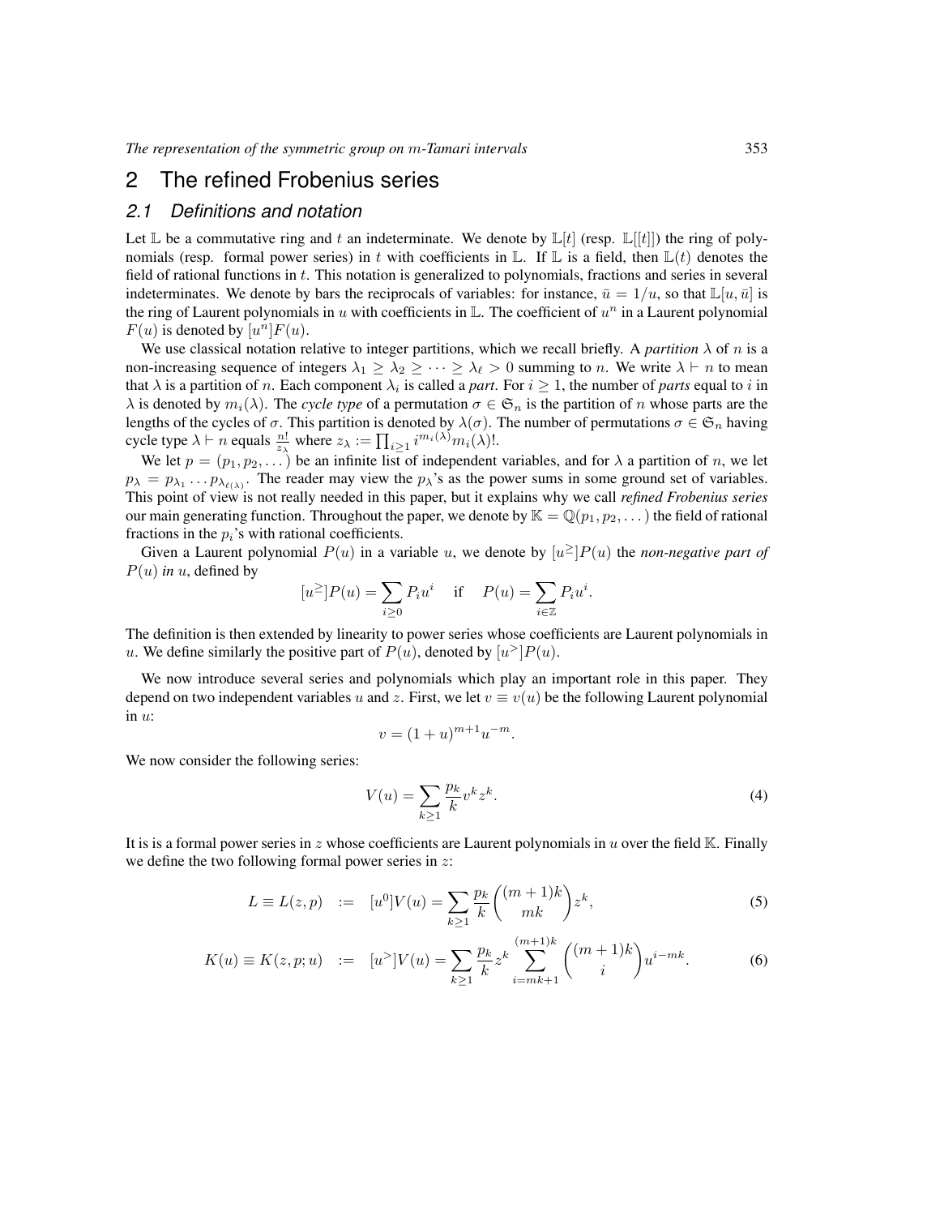## 2 The refined Frobenius series

### 2.1 Definitions and notation

Let $\mathbb{L}$ be a commutative ring and $t$ an indeterminate. We denote by $\mathbb{L}[t]$ (resp. $\mathbb{L}[[t]]$) the ring of polynomials (resp. formal power series) in $t$ with coefficients in $\mathbb{L}$. If $\mathbb{L}$ is a field, then $\mathbb{L}(t)$ denotes the field of rational functions in $t$. This notation is generalized to polynomials, fractions and series in several indeterminates. We denote by bars the reciprocals of variables: for instance, $\bar{u} = 1/u$, so that $\mathbb{L}[u, \bar{u}]$ is the ring of Laurent polynomials in $u$ with coefficients in $\mathbb{L}$. The coefficient of $u^n$ in a Laurent polynomial $F(u)$ is denoted by $[u^n]F(u)$.

We use classical notation relative to integer partitions, which we recall briefly. A *partition* $\lambda$ of $n$ is a non-increasing sequence of integers $\lambda_1 \geq \lambda_2 \geq \cdots \geq \lambda_\ell > 0$ summing to $n$. We write $\lambda \vdash n$ to mean that $\lambda$ is a partition of $n$. Each component $\lambda_i$ is called a *part*. For $i \geq 1$, the number of *parts* equal to $i$ in $\lambda$ is denoted by $m_i(\lambda)$. The *cycle type* of a permutation $\sigma \in \mathfrak{S}_n$ is the partition of $n$ whose parts are the lengths of the cycles of $\sigma$. This partition is denoted by $\lambda(\sigma)$. The number of permutations $\sigma \in \mathfrak{S}_n$ having cycle type $\lambda \vdash n$ equals $\frac{n!}{z_\lambda}$ where $z_\lambda := \prod_{i \geq 1} i^{m_i(\lambda)} m_i(\lambda)!$.

We let $p = (p_1, p_2, \dots)$ be an infinite list of independent variables, and for $\lambda$ a partition of $n$, we let $p_\lambda = p_{\lambda_1} \dots p_{\lambda_{\ell(\lambda)}}$. The reader may view the $p_\lambda$'s as the power sums in some ground set of variables. This point of view is not really needed in this paper, but it explains why we call *refined Frobenius series* our main generating function. Throughout the paper, we denote by $\mathbb{K} = \mathbb{Q}(p_1, p_2, \dots)$ the field of rational fractions in the $p_i$'s with rational coefficients.

Given a Laurent polynomial $P(u)$ in a variable $u$, we denote by $[u^{\geq}]P(u)$ the *non-negative part of* $P(u)$ *in* $u$, defined by

$$[u^{\geq}]P(u) = \sum_{i \geq 0} P_i u^i \quad \text{ if } \quad P(u) = \sum_{i \in \mathbb{Z}} P_i u^i.$$

The definition is then extended by linearity to power series whose coefficients are Laurent polynomials in $u$. We define similarly the positive part of $P(u)$, denoted by $[u^{>}]P(u)$.

We now introduce several series and polynomials which play an important role in this paper. They depend on two independent variables $u$ and $z$. First, we let $v \equiv v(u)$ be the following Laurent polynomial in $u$:

$$v = (1+u)^{m+1} u^{-m}.$$

We now consider the following series:

$$V(u) = \sum_{k \geq 1} \frac{p_k}{k} v^k z^k. \tag{4}$$

It is is a formal power series in $z$ whose coefficients are Laurent polynomials in $u$ over the field $\mathbb{K}$. Finally we define the two following formal power series in $z$:

$$L \equiv L(z, p) \quad := \quad [u^0]V(u) = \sum_{k \geq 1} \frac{p_k}{k} \binom{(m+1)k}{mk} z^k, \tag{5}$$

$$K(u) \equiv K(z, p; u) \quad := \quad [u^{>}]V(u) = \sum_{k \geq 1} \frac{p_k}{k} z^k \sum_{i=mk+1}^{(m+1)k} \binom{(m+1)k}{i} u^{i-mk}. \tag{6}$$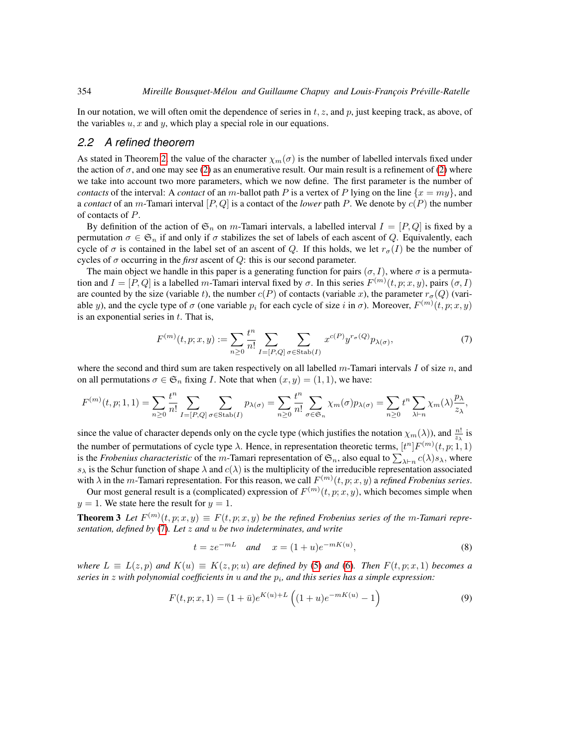In our notation, we will often omit the dependence of series in $t$, $z$, and $p$, just keeping track, as above, of the variables $u$, $x$ and $y$, which play a special role in our equations.

## 2.2 A refined theorem

As stated in Theorem 2, the value of the character $\chi_m(\sigma)$ is the number of labelled intervals fixed under the action of $\sigma$, and one may see (2) as an enumerative result. Our main result is a refinement of (2) where we take into account two more parameters, which we now define. The first parameter is the number of *contacts* of the interval: A *contact* of an $m$-ballot path $P$ is a vertex of $P$ lying on the line $\{x = my\}$, and a *contact* of an $m$-Tamari interval $[P, Q]$ is a contact of the *lower* path $P$. We denote by $c(P)$ the number of contacts of $P$.

By definition of the action of $\mathfrak{S}_n$ on $m$-Tamari intervals, a labelled interval $I = [P, Q]$ is fixed by a permutation $\sigma \in \mathfrak{S}_n$ if and only if $\sigma$ stabilizes the set of labels of each ascent of $Q$. Equivalently, each cycle of $\sigma$ is contained in the label set of an ascent of $Q$. If this holds, we let $r_\sigma(I)$ be the number of cycles of $\sigma$ occurring in the *first* ascent of $Q$: this is our second parameter.

The main object we handle in this paper is a generating function for pairs $(\sigma, I)$, where $\sigma$ is a permutation and $I = [P, Q]$ is a labelled $m$-Tamari interval fixed by $\sigma$. In this series $F^{(m)}(t, p; x, y)$, pairs $(\sigma, I)$ are counted by the size (variable $t$), the number $c(P)$ of contacts (variable $x$), the parameter $r_\sigma(Q)$ (variable $y$), and the cycle type of $\sigma$ (one variable $p_i$ for each cycle of size $i$ in $\sigma$). Moreover, $F^{(m)}(t, p; x, y)$ is an exponential series in $t$. That is,

$$F^{(m)}(t, p; x, y) := \sum_{n \geq 0} \frac{t^n}{n!} \sum_{I=[P,Q]} \sum_{\sigma \in \mathrm{Stab}(I)} x^{c(P)} y^{r_\sigma(Q)} p_{\lambda(\sigma)}, \tag{7}$$

where the second and third sum are taken respectively on all labelled $m$-Tamari intervals $I$ of size $n$, and on all permutations $\sigma \in \mathfrak{S}_n$ fixing $I$. Note that when $(x, y) = (1, 1)$, we have:

$$F^{(m)}(t, p; 1, 1) = \sum_{n \geq 0} \frac{t^n}{n!} \sum_{I=[P,Q]} \sum_{\sigma \in \mathrm{Stab}(I)} p_{\lambda(\sigma)} = \sum_{n \geq 0} \frac{t^n}{n!} \sum_{\sigma \in \mathfrak{S}_n} \chi_m(\sigma) p_{\lambda(\sigma)} = \sum_{n \geq 0} t^n \sum_{\lambda \vdash n} \chi_m(\lambda) \frac{p_\lambda}{z_\lambda},$$

since the value of character depends only on the cycle type (which justifies the notation $\chi_m(\lambda)$), and $\frac{n!}{z_\lambda}$ is the number of permutations of cycle type $\lambda$. Hence, in representation theoretic terms, $[t^n]F^{(m)}(t, p; 1, 1)$ is the *Frobenius characteristic* of the $m$-Tamari representation of $\mathfrak{S}_n$, also equal to $\sum_{\lambda \vdash n} c(\lambda) s_\lambda$, where $s_\lambda$ is the Schur function of shape $\lambda$ and $c(\lambda)$ is the multiplicity of the irreducible representation associated with $\lambda$ in the $m$-Tamari representation. For this reason, we call $F^{(m)}(t, p; x, y)$ a *refined Frobenius series*.

Our most general result is a (complicated) expression of $F^{(m)}(t, p; x, y)$, which becomes simple when $y = 1$. We state here the result for $y = 1$.

**Theorem 3** *Let $F^{(m)}(t, p; x, y) \equiv F(t, p; x, y)$ be the refined Frobenius series of the $m$-Tamari representation, defined by (7). Let $z$ and $u$ be two indeterminates, and write*

$$t = ze^{-mL} \quad \text{and} \quad x = (1 + u)e^{-mK(u)}, \tag{8}$$

*where $L \equiv L(z, p)$ and $K(u) \equiv K(z, p; u)$ are defined by (5) and (6). Then $F(t, p; x, 1)$ becomes a series in $z$ with polynomial coefficients in $u$ and the $p_i$, and this series has a simple expression:*

$$F(t, p; x, 1) = (1 + \bar{u})e^{K(u)+L} \left( (1 + u)e^{-mK(u)} - 1 \right) \tag{9}$$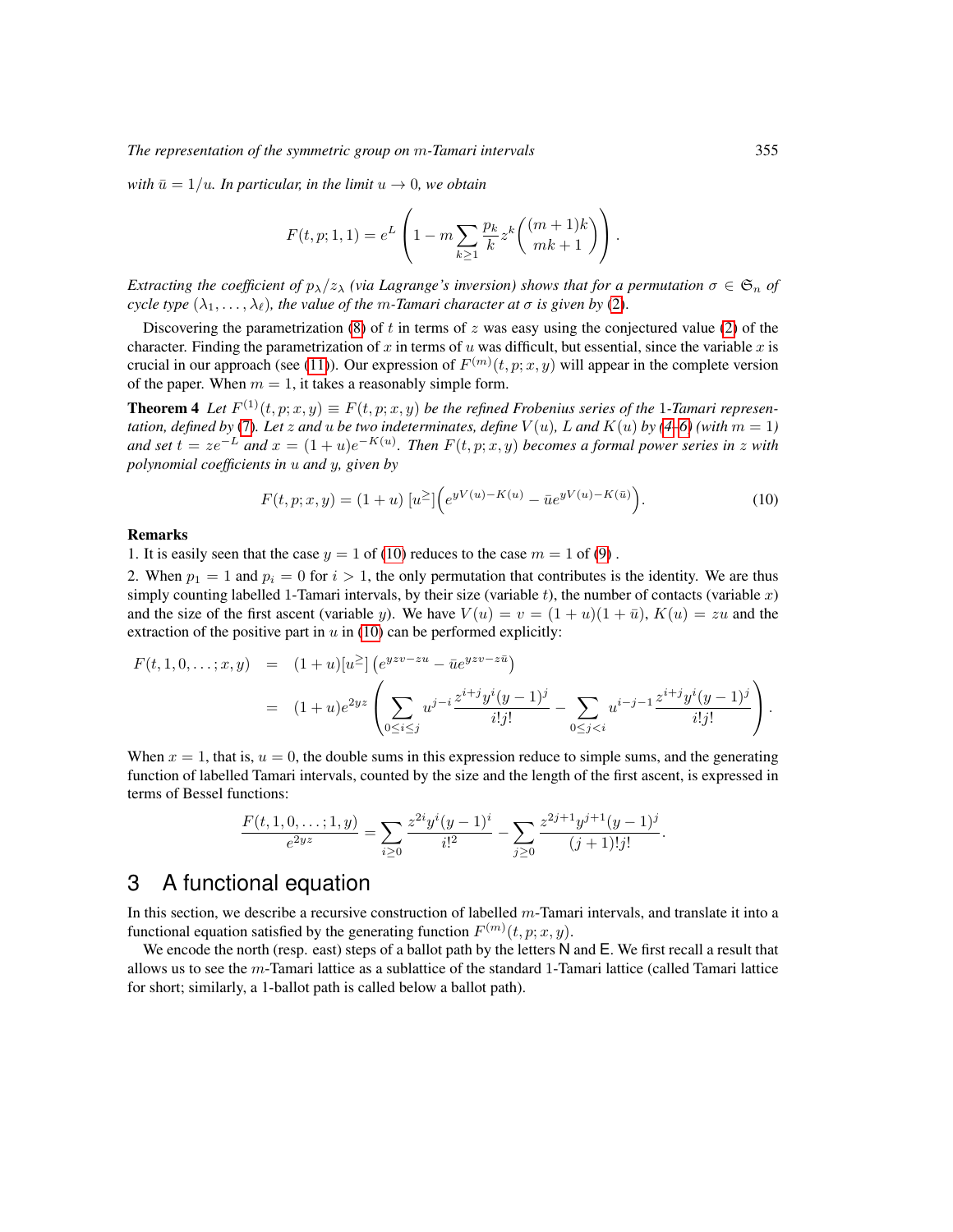*with $\bar{u} = 1/u$. In particular, in the limit $u \to 0$, we obtain*

$$F(t, p; 1, 1) = e^L \left( 1 - m \sum_{k \geq 1} \frac{p_k}{k} z^k \binom{(m+1)k}{mk+1} \right).$$

*Extracting the coefficient of $p_\lambda / z_\lambda$ (via Lagrange's inversion) shows that for a permutation $\sigma \in \mathfrak{S}_n$ of cycle type $(\lambda_1, \ldots, \lambda_\ell)$, the value of the $m$-Tamari character at $\sigma$ is given by (2).*

Discovering the parametrization (8) of $t$ in terms of $z$ was easy using the conjectured value (2) of the character. Finding the parametrization of $x$ in terms of $u$ was difficult, but essential, since the variable $x$ is crucial in our approach (see (11)). Our expression of $F^{(m)}(t, p; x, y)$ will appear in the complete version of the paper. When $m = 1$, it takes a reasonably simple form.

**Theorem 4** *Let $F^{(1)}(t, p; x, y) \equiv F(t, p; x, y)$ be the refined Frobenius series of the 1-Tamari representation, defined by (7). Let $z$ and $u$ be two indeterminates, define $V(u)$, $L$ and $K(u)$ by (4–6) (with $m = 1$) and set $t = ze^{-L}$ and $x = (1+u)e^{-K(u)}$. Then $F(t, p; x, y)$ becomes a formal power series in $z$ with polynomial coefficients in $u$ and $y$, given by*

$$F(t, p; x, y) = (1+u) \, [u^{\geq}] \Big( e^{yV(u) - K(u)} - \bar{u} e^{yV(u) - K(\bar{u})} \Big). \tag{10}$$

**Remarks**

1. It is easily seen that the case $y = 1$ of (10) reduces to the case $m = 1$ of (9) .

2. When $p_1 = 1$ and $p_i = 0$ for $i > 1$, the only permutation that contributes is the identity. We are thus simply counting labelled 1-Tamari intervals, by their size (variable $t$), the number of contacts (variable $x$) and the size of the first ascent (variable $y$). We have $V(u) = v = (1+u)(1+\bar{u})$, $K(u) = zu$ and the extraction of the positive part in $u$ in (10) can be performed explicitly:

$$\begin{aligned}
F(t, 1, 0, \ldots; x, y) &= (1+u)[u^{\geq}] \left( e^{yzv - zu} - \bar{u} e^{yzv - z\bar{u}} \right) \\
&= (1+u) e^{2yz} \left( \sum_{0 \leq i \leq j} u^{j-i} \frac{z^{i+j} y^i (y-1)^j}{i! j!} - \sum_{0 \leq j < i} u^{i-j-1} \frac{z^{i+j} y^i (y-1)^j}{i! j!} \right).
\end{aligned}$$

When $x = 1$, that is, $u = 0$, the double sums in this expression reduce to simple sums, and the generating function of labelled Tamari intervals, counted by the size and the length of the first ascent, is expressed in terms of Bessel functions:

$$\frac{F(t, 1, 0, \ldots; 1, y)}{e^{2yz}} = \sum_{i \geq 0} \frac{z^{2i} y^i (y-1)^i}{i!^2} - \sum_{j \geq 0} \frac{z^{2j+1} y^{j+1} (y-1)^j}{(j+1)! j!}.$$

## 3 A functional equation

In this section, we describe a recursive construction of labelled $m$-Tamari intervals, and translate it into a functional equation satisfied by the generating function $F^{(m)}(t, p; x, y)$.

We encode the north (resp. east) steps of a ballot path by the letters N and E. We first recall a result that allows us to see the $m$-Tamari lattice as a sublattice of the standard 1-Tamari lattice (called Tamari lattice for short; similarly, a 1-ballot path is called below a ballot path).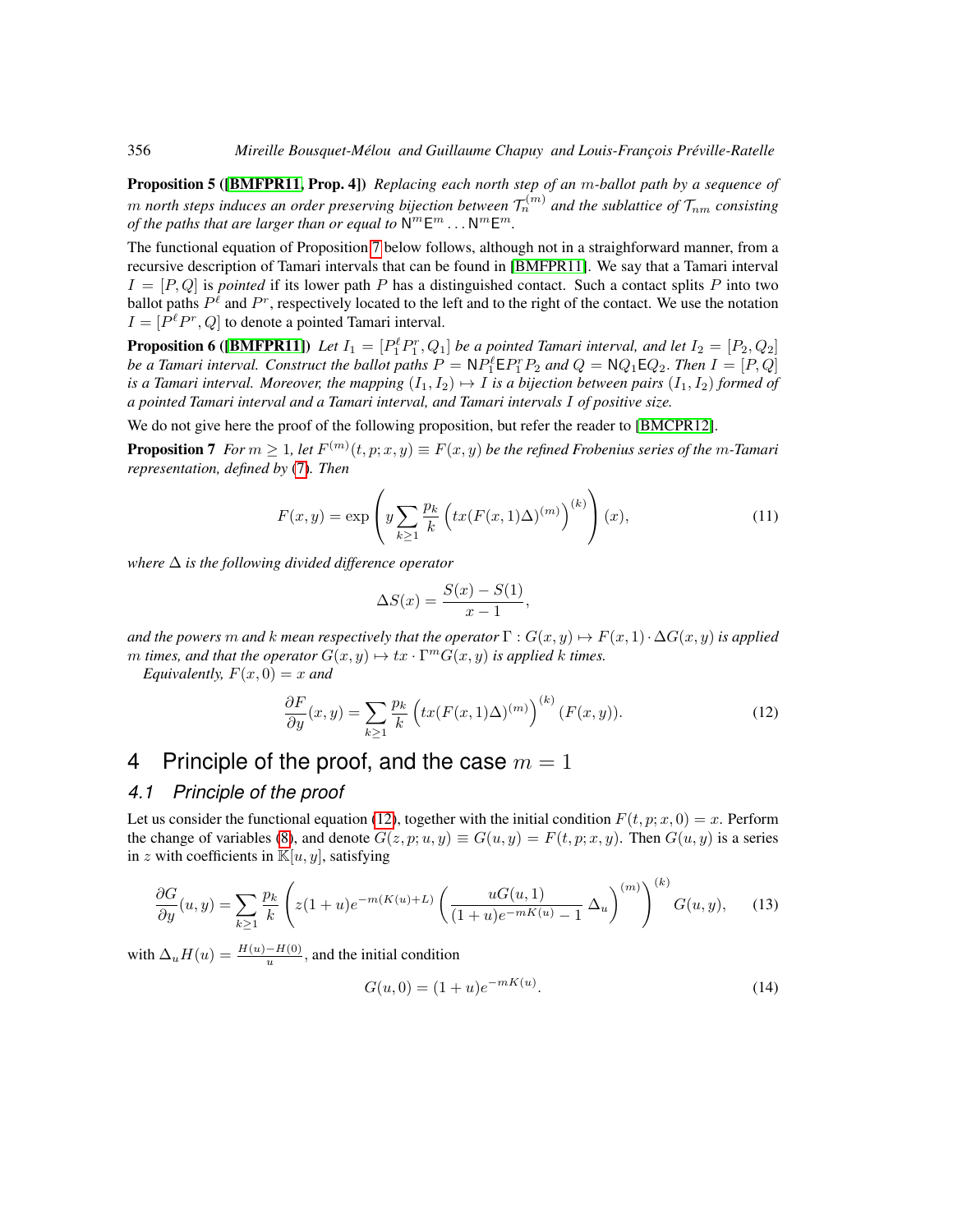**Proposition 5 ([BMFPR11, Prop. 4])** *Replacing each north step of an $m$-ballot path by a sequence of $m$ north steps induces an order preserving bijection between $\mathcal{T}_n^{(m)}$ and the sublattice of $\mathcal{T}_{nm}$ consisting of the paths that are larger than or equal to $\mathsf{N}^m\mathsf{E}^m \dots \mathsf{N}^m\mathsf{E}^m$.*

The functional equation of Proposition 7 below follows, although not in a straighforward manner, from a recursive description of Tamari intervals that can be found in [BMFPR11]. We say that a Tamari interval $I = [P, Q]$ is *pointed* if its lower path $P$ has a distinguished contact. Such a contact splits $P$ into two ballot paths $P^\ell$ and $P^r$, respectively located to the left and to the right of the contact. We use the notation $I = [P^\ell P^r, Q]$ to denote a pointed Tamari interval.

**Proposition 6 ([BMFPR11])** *Let $I_1 = [P_1^\ell P_1^r, Q_1]$ be a pointed Tamari interval, and let $I_2 = [P_2, Q_2]$ be a Tamari interval. Construct the ballot paths $P = \mathsf{N}P_1^\ell\mathsf{E}P_1^r P_2$ and $Q = \mathsf{N}Q_1\mathsf{E}Q_2$. Then $I = [P, Q]$ is a Tamari interval. Moreover, the mapping $(I_1, I_2) \mapsto I$ is a bijection between pairs $(I_1, I_2)$ formed of a pointed Tamari interval and a Tamari interval, and Tamari intervals $I$ of positive size.*

We do not give here the proof of the following proposition, but refer the reader to [BMCPR12].

**Proposition 7** *For $m \geq 1$, let $F^{(m)}(t, p; x, y) \equiv F(x, y)$ be the refined Frobenius series of the $m$-Tamari representation, defined by (7). Then*

$$F(x, y) = \exp\left( y \sum_{k \geq 1} \frac{p_k}{k} \left( tx(F(x, 1)\Delta)^{(m)} \right)^{(k)} \right)(x), \tag{11}$$

*where $\Delta$ is the following divided difference operator*

$$\Delta S(x) = \frac{S(x) - S(1)}{x - 1},$$

*and the powers $m$ and $k$ mean respectively that the operator $\Gamma : G(x, y) \mapsto F(x, 1) \cdot \Delta G(x, y)$ is applied $m$ times, and that the operator $G(x, y) \mapsto tx \cdot \Gamma^m G(x, y)$ is applied $k$ times.*

*Equivalently, $F(x, 0) = x$ and*

$$\frac{\partial F}{\partial y}(x, y) = \sum_{k \geq 1} \frac{p_k}{k} \left( tx(F(x, 1)\Delta)^{(m)} \right)^{(k)} (F(x, y)). \tag{12}$$

# 4 Principle of the proof, and the case $m = 1$

## 4.1 Principle of the proof

Let us consider the functional equation (12), together with the initial condition $F(t, p; x, 0) = x$. Perform the change of variables (8), and denote $G(z, p; u, y) \equiv G(u, y) = F(t, p; x, y)$. Then $G(u, y)$ is a series in $z$ with coefficients in $\mathbb{K}[u, y]$, satisfying

$$\frac{\partial G}{\partial y}(u, y) = \sum_{k \geq 1} \frac{p_k}{k} \left( z(1 + u)e^{-m(K(u)+L)} \left( \frac{uG(u, 1)}{(1 + u)e^{-mK(u)} - 1} \, \Delta_u \right)^{(m)} \right)^{(k)} G(u, y), \tag{13}$$

with $\Delta_u H(u) = \frac{H(u) - H(0)}{u}$, and the initial condition

$$G(u, 0) = (1 + u)e^{-mK(u)}. \tag{14}$$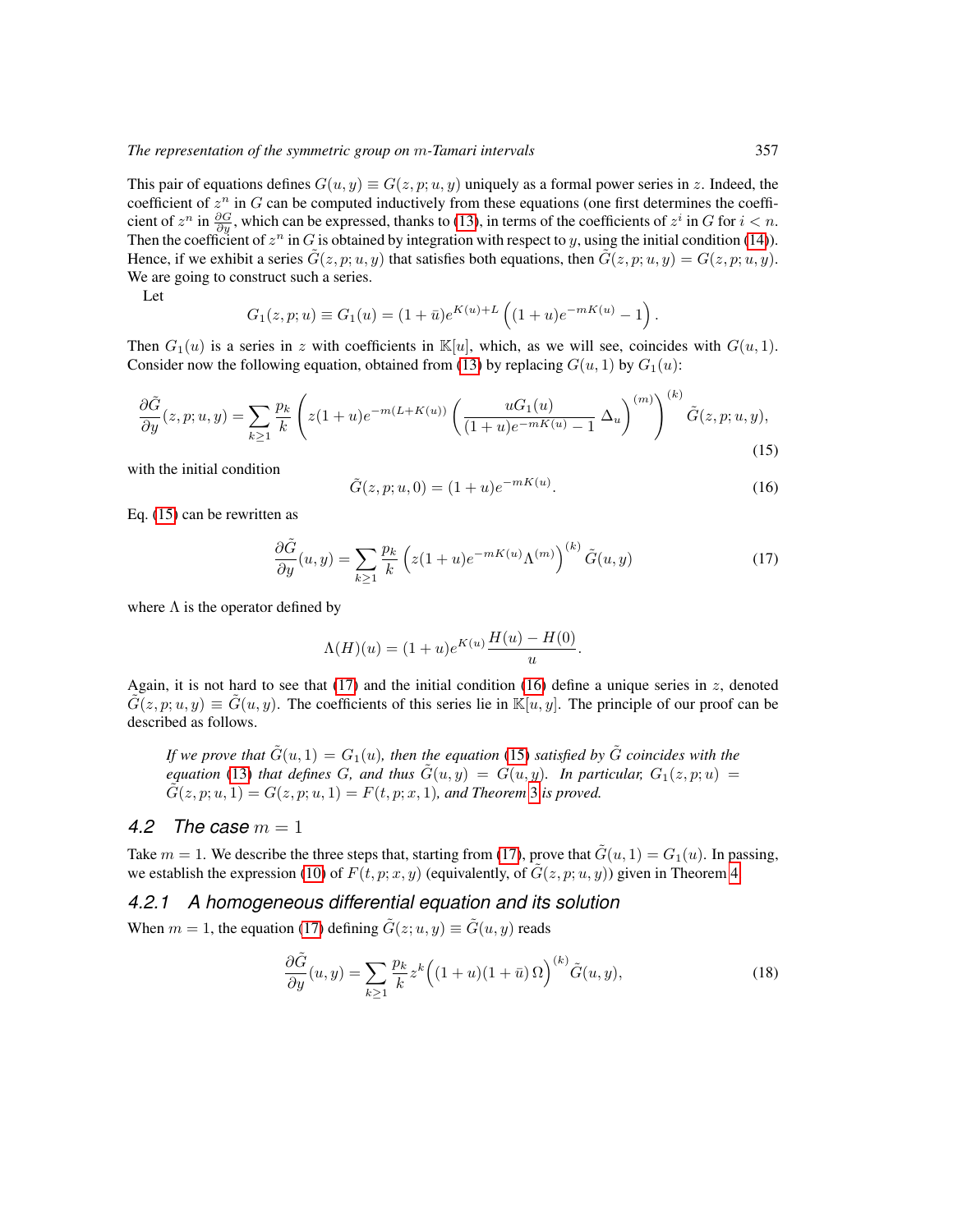This pair of equations defines $G(u, y) \equiv G(z, p; u, y)$ uniquely as a formal power series in $z$. Indeed, the coefficient of $z^n$ in $G$ can be computed inductively from these equations (one first determines the coefficient of $z^n$ in $\frac{\partial G}{\partial y}$, which can be expressed, thanks to (13), in terms of the coefficients of $z^i$ in $G$ for $i < n$. Then the coefficient of $z^n$ in $G$ is obtained by integration with respect to $y$, using the initial condition (14)). Hence, if we exhibit a series $\tilde{G}(z, p; u, y)$ that satisfies both equations, then $\tilde{G}(z, p; u, y) = G(z, p; u, y)$. We are going to construct such a series.

Let

$$G_1(z, p; u) \equiv G_1(u) = (1 + \bar{u})e^{K(u)+L}\left((1 + u)e^{-mK(u)} - 1\right).$$

Then $G_1(u)$ is a series in $z$ with coefficients in $\mathbb{K}[u]$, which, as we will see, coincides with $G(u, 1)$. Consider now the following equation, obtained from (13) by replacing $G(u, 1)$ by $G_1(u)$:

$$\frac{\partial \tilde{G}}{\partial y}(z, p; u, y) = \sum_{k \geq 1} \frac{p_k}{k}\left(z(1 + u)e^{-m(L+K(u))}\left(\frac{uG_1(u)}{(1 + u)e^{-mK(u)} - 1}\,\Delta_u\right)^{(m)}\right)^{(k)} \tilde{G}(z, p; u, y), \tag{15}$$

with the initial condition

$$\tilde{G}(z, p; u, 0) = (1 + u)e^{-mK(u)}. \tag{16}$$

Eq. (15) can be rewritten as

$$\frac{\partial \tilde{G}}{\partial y}(u, y) = \sum_{k \geq 1} \frac{p_k}{k}\left(z(1 + u)e^{-mK(u)}\Lambda^{(m)}\right)^{(k)} \tilde{G}(u, y) \tag{17}$$

where $\Lambda$ is the operator defined by

$$\Lambda(H)(u) = (1 + u)e^{K(u)}\frac{H(u) - H(0)}{u}.$$

Again, it is not hard to see that (17) and the initial condition (16) define a unique series in $z$, denoted $\tilde{G}(z, p; u, y) \equiv \tilde{G}(u, y)$. The coefficients of this series lie in $\mathbb{K}[u, y]$. The principle of our proof can be described as follows.

> *If we prove that $\tilde{G}(u, 1) = G_1(u)$, then the equation (15) satisfied by $\tilde{G}$ coincides with the equation (13) that defines $G$, and thus $\tilde{G}(u, y) = G(u, y)$. In particular, $G_1(z, p; u) = \tilde{G}(z, p; u, 1) = G(z, p; u, 1) = F(t, p; x, 1)$, and Theorem 3 is proved.*

## 4.2 The case $m = 1$

Take $m = 1$. We describe the three steps that, starting from (17), prove that $\tilde{G}(u, 1) = G_1(u)$. In passing, we establish the expression (10) of $F(t, p; x, y)$ (equivalently, of $\tilde{G}(z, p; u, y)$) given in Theorem 4.

### 4.2.1 A homogeneous differential equation and its solution

When $m = 1$, the equation (17) defining $\tilde{G}(z; u, y) \equiv \tilde{G}(u, y)$ reads

$$\frac{\partial \tilde{G}}{\partial y}(u, y) = \sum_{k \geq 1} \frac{p_k}{k} z^k \Big((1 + u)(1 + \bar{u})\,\Omega\Big)^{(k)} \tilde{G}(u, y), \tag{18}$$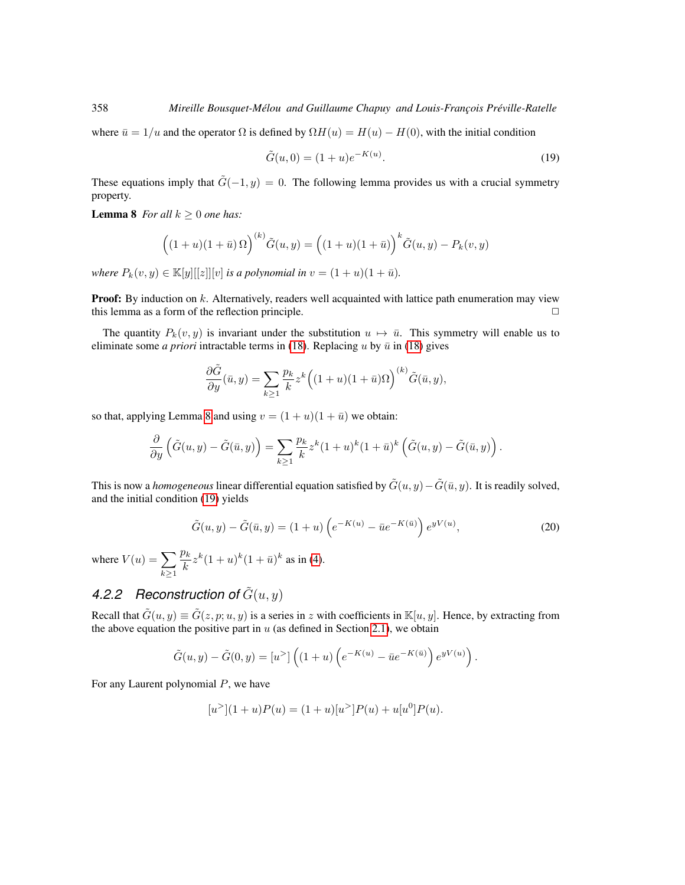where $\bar{u} = 1/u$ and the operator $\Omega$ is defined by $\Omega H(u) = H(u) - H(0)$, with the initial condition

$$\tilde{G}(u, 0) = (1+u)e^{-K(u)}. \tag{19}$$

These equations imply that $\tilde{G}(-1, y) = 0$. The following lemma provides us with a crucial symmetry property.

**Lemma 8** *For all $k \geq 0$ one has:*

$$\Big((1+u)(1+\bar{u})\,\Omega\Big)^{(k)} \tilde{G}(u, y) = \Big((1+u)(1+\bar{u})\Big)^k \tilde{G}(u, y) - P_k(v, y)$$

*where $P_k(v, y) \in \mathbb{K}[y][[z]][v]$ is a polynomial in $v = (1+u)(1+\bar{u})$.*

**Proof:** By induction on $k$. Alternatively, readers well acquainted with lattice path enumeration may view this lemma as a form of the reflection principle. □

The quantity $P_k(v, y)$ is invariant under the substitution $u \mapsto \bar{u}$. This symmetry will enable us to eliminate some *a priori* intractable terms in (18). Replacing $u$ by $\bar{u}$ in (18) gives

$$\frac{\partial \tilde{G}}{\partial y}(\bar{u}, y) = \sum_{k \geq 1} \frac{p_k}{k} z^k \Big((1+u)(1+\bar{u})\Omega\Big)^{(k)} \tilde{G}(\bar{u}, y),$$

so that, applying Lemma 8 and using $v = (1+u)(1+\bar{u})$ we obtain:

$$\frac{\partial}{\partial y}\Big(\tilde{G}(u, y) - \tilde{G}(\bar{u}, y)\Big) = \sum_{k \geq 1} \frac{p_k}{k} z^k (1+u)^k (1+\bar{u})^k \Big(\tilde{G}(u, y) - \tilde{G}(\bar{u}, y)\Big).$$

This is now a *homogeneous* linear differential equation satisfied by $\tilde{G}(u, y) - \tilde{G}(\bar{u}, y)$. It is readily solved, and the initial condition (19) yields

$$\tilde{G}(u, y) - \tilde{G}(\bar{u}, y) = (1+u)\left(e^{-K(u)} - \bar{u}e^{-K(\bar{u})}\right)e^{yV(u)}, \tag{20}$$

where $V(u) = \displaystyle\sum_{k \geq 1} \frac{p_k}{k} z^k (1+u)^k (1+\bar{u})^k$ as in (4).

### 4.2.2 Reconstruction of $\tilde{G}(u, y)$

Recall that $\tilde{G}(u, y) \equiv \tilde{G}(z, p; u, y)$ is a series in $z$ with coefficients in $\mathbb{K}[u, y]$. Hence, by extracting from the above equation the positive part in $u$ (as defined in Section 2.1), we obtain

$$\tilde{G}(u, y) - \tilde{G}(0, y) = [u^>]\left((1+u)\left(e^{-K(u)} - \bar{u}e^{-K(\bar{u})}\right)e^{yV(u)}\right).$$

For any Laurent polynomial $P$, we have

$$[u^>](1+u)P(u) = (1+u)[u^>]P(u) + u[u^0]P(u).$$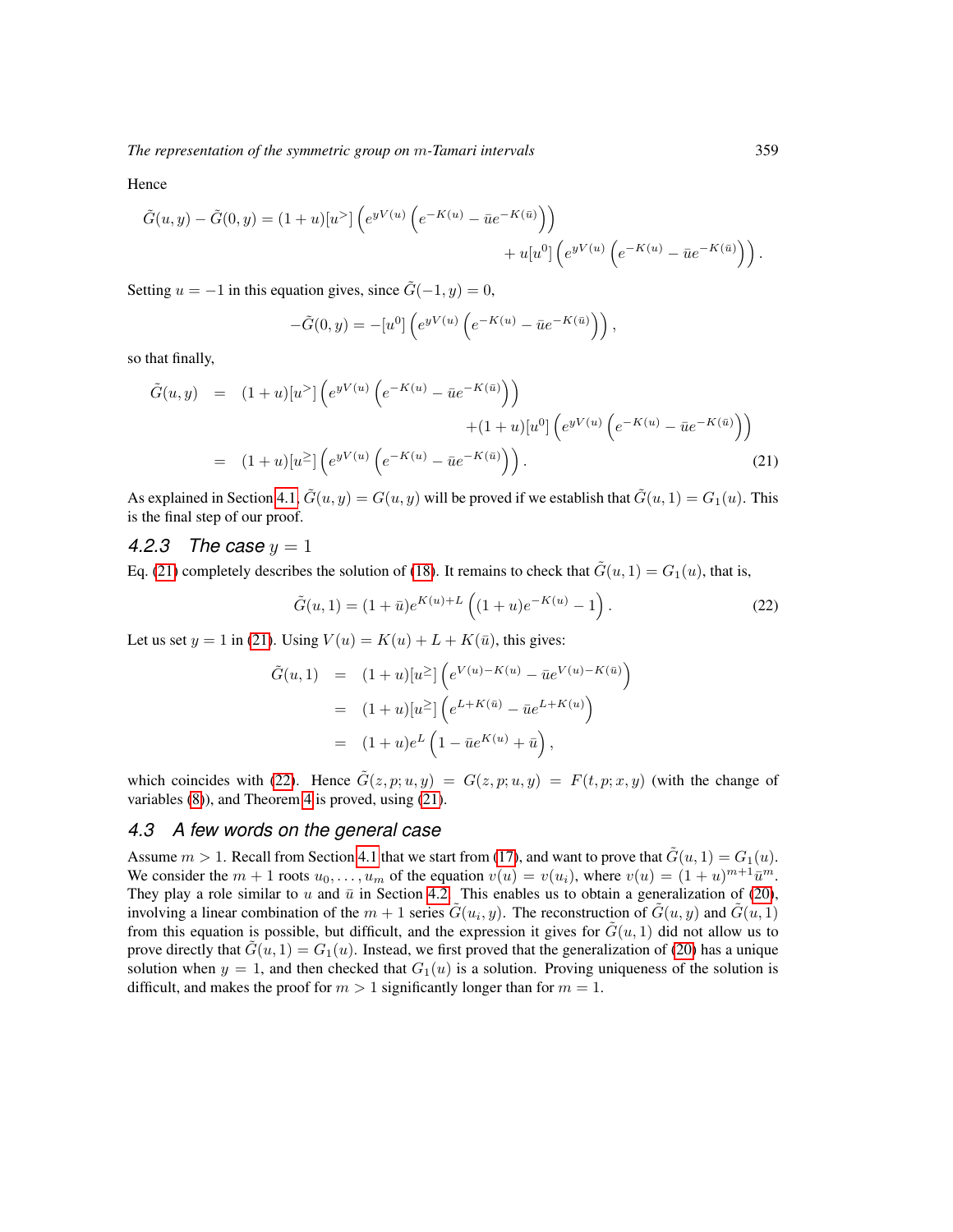Hence

$$\tilde{G}(u,y) - \tilde{G}(0,y) = (1+u)[u^{>}]\left(e^{yV(u)}\left(e^{-K(u)} - \bar{u}e^{-K(\bar{u})}\right)\right) \\ + u[u^{0}]\left(e^{yV(u)}\left(e^{-K(u)} - \bar{u}e^{-K(\bar{u})}\right)\right).$$

Setting $u = -1$ in this equation gives, since $\tilde{G}(-1,y) = 0$,

$$-\tilde{G}(0,y) = -[u^{0}]\left(e^{yV(u)}\left(e^{-K(u)} - \bar{u}e^{-K(\bar{u})}\right)\right),$$

so that finally,

$$\begin{aligned}
\tilde{G}(u,y) &= (1+u)[u^{>}]\left(e^{yV(u)}\left(e^{-K(u)} - \bar{u}e^{-K(\bar{u})}\right)\right) \\
&\qquad\qquad + (1+u)[u^{0}]\left(e^{yV(u)}\left(e^{-K(u)} - \bar{u}e^{-K(\bar{u})}\right)\right) \\
&= (1+u)[u^{\geq}]\left(e^{yV(u)}\left(e^{-K(u)} - \bar{u}e^{-K(\bar{u})}\right)\right). \qquad (21)
\end{aligned}$$

As explained in Section 4.1, $\tilde{G}(u,y) = G(u,y)$ will be proved if we establish that $\tilde{G}(u,1) = G_1(u)$. This is the final step of our proof.

### 4.2.3 *The case* $y = 1$

Eq. (21) completely describes the solution of (18). It remains to check that $\tilde{G}(u,1) = G_1(u)$, that is,

$$\tilde{G}(u,1) = (1+\bar{u})e^{K(u)+L}\left((1+u)e^{-K(u)} - 1\right). \qquad (22)$$

Let us set $y = 1$ in (21). Using $V(u) = K(u) + L + K(\bar{u})$, this gives:

$$\begin{aligned}
\tilde{G}(u,1) &= (1+u)[u^{\geq}]\left(e^{V(u)-K(u)} - \bar{u}e^{V(u)-K(\bar{u})}\right) \\
&= (1+u)[u^{\geq}]\left(e^{L+K(\bar{u})} - \bar{u}e^{L+K(u)}\right) \\
&= (1+u)e^{L}\left(1 - \bar{u}e^{K(u)} + \bar{u}\right),
\end{aligned}$$

which coincides with (22). Hence $\tilde{G}(z,p;u,y) = G(z,p;u,y) = F(t,p;x,y)$ (with the change of variables (8)), and Theorem 4 is proved, using (21).

## 4.3 *A few words on the general case*

Assume $m > 1$. Recall from Section 4.1 that we start from (17), and want to prove that $\tilde{G}(u,1) = G_1(u)$. We consider the $m+1$ roots $u_0, \ldots, u_m$ of the equation $v(u) = v(u_i)$, where $v(u) = (1+u)^{m+1}\bar{u}^m$. They play a role similar to $u$ and $\bar{u}$ in Section 4.2. This enables us to obtain a generalization of (20), involving a linear combination of the $m+1$ series $\tilde{G}(u_i,y)$. The reconstruction of $\tilde{G}(u,y)$ and $\tilde{G}(u,1)$ from this equation is possible, but difficult, and the expression it gives for $\tilde{G}(u,1)$ did not allow us to prove directly that $\tilde{G}(u,1) = G_1(u)$. Instead, we first proved that the generalization of (20) has a unique solution when $y = 1$, and then checked that $G_1(u)$ is a solution. Proving uniqueness of the solution is difficult, and makes the proof for $m > 1$ significantly longer than for $m = 1$.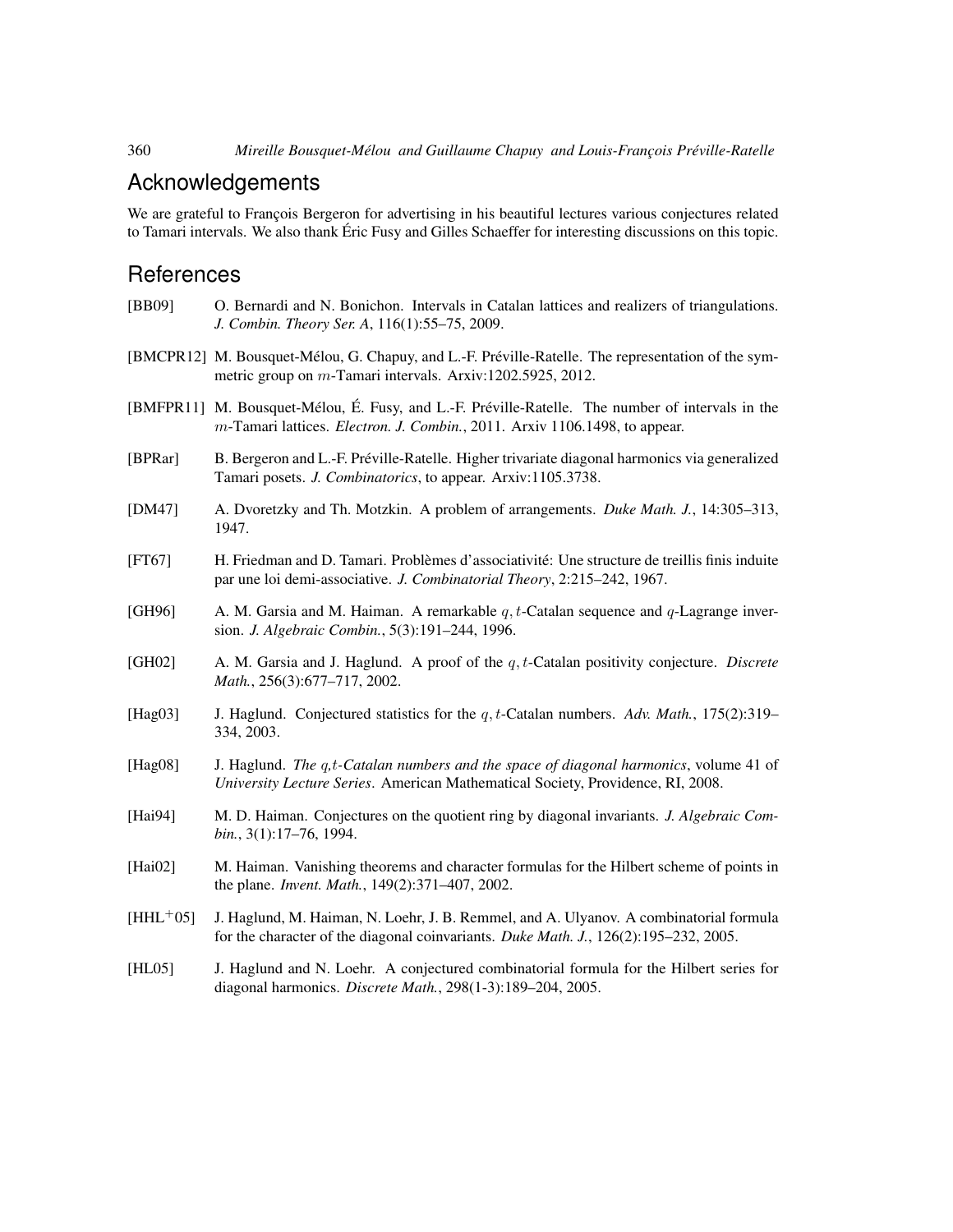## Acknowledgements

We are grateful to François Bergeron for advertising in his beautiful lectures various conjectures related to Tamari intervals. We also thank Éric Fusy and Gilles Schaeffer for interesting discussions on this topic.

## References

[BB09] O. Bernardi and N. Bonichon. Intervals in Catalan lattices and realizers of triangulations. *J. Combin. Theory Ser. A*, 116(1):55–75, 2009.

[BMCPR12] M. Bousquet-Mélou, G. Chapuy, and L.-F. Préville-Ratelle. The representation of the symmetric group on $m$-Tamari intervals. Arxiv:1202.5925, 2012.

[BMFPR11] M. Bousquet-Mélou, É. Fusy, and L.-F. Préville-Ratelle. The number of intervals in the $m$-Tamari lattices. *Electron. J. Combin.*, 2011. Arxiv 1106.1498, to appear.

[BPRar] B. Bergeron and L.-F. Préville-Ratelle. Higher trivariate diagonal harmonics via generalized Tamari posets. *J. Combinatorics*, to appear. Arxiv:1105.3738.

[DM47] A. Dvoretzky and Th. Motzkin. A problem of arrangements. *Duke Math. J.*, 14:305–313, 1947.

[FT67] H. Friedman and D. Tamari. Problèmes d'associativité: Une structure de treillis finis induite par une loi demi-associative. *J. Combinatorial Theory*, 2:215–242, 1967.

[GH96] A. M. Garsia and M. Haiman. A remarkable $q,t$-Catalan sequence and $q$-Lagrange inversion. *J. Algebraic Combin.*, 5(3):191–244, 1996.

[GH02] A. M. Garsia and J. Haglund. A proof of the $q,t$-Catalan positivity conjecture. *Discrete Math.*, 256(3):677–717, 2002.

[Hag03] J. Haglund. Conjectured statistics for the $q,t$-Catalan numbers. *Adv. Math.*, 175(2):319–334, 2003.

[Hag08] J. Haglund. *The q,t-Catalan numbers and the space of diagonal harmonics*, volume 41 of *University Lecture Series*. American Mathematical Society, Providence, RI, 2008.

[Hai94] M. D. Haiman. Conjectures on the quotient ring by diagonal invariants. *J. Algebraic Combin.*, 3(1):17–76, 1994.

[Hai02] M. Haiman. Vanishing theorems and character formulas for the Hilbert scheme of points in the plane. *Invent. Math.*, 149(2):371–407, 2002.

[HHL+05] J. Haglund, M. Haiman, N. Loehr, J. B. Remmel, and A. Ulyanov. A combinatorial formula for the character of the diagonal coinvariants. *Duke Math. J.*, 126(2):195–232, 2005.

[HL05] J. Haglund and N. Loehr. A conjectured combinatorial formula for the Hilbert series for diagonal harmonics. *Discrete Math.*, 298(1-3):189–204, 2005.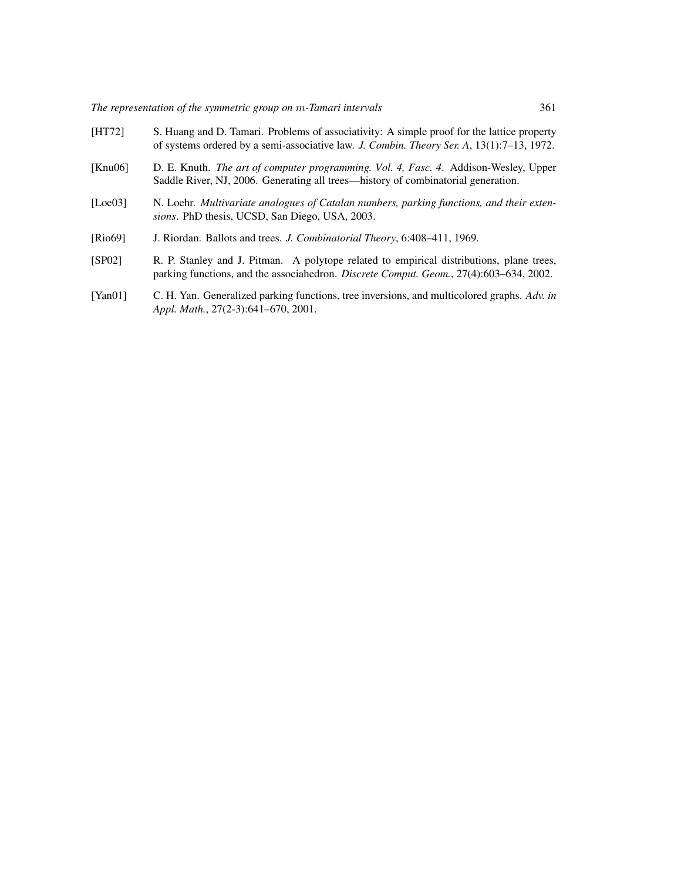[HT72] S. Huang and D. Tamari. Problems of associativity: A simple proof for the lattice property of systems ordered by a semi-associative law. *J. Combin. Theory Ser. A*, 13(1):7–13, 1972.

[Knu06] D. E. Knuth. *The art of computer programming. Vol. 4, Fasc. 4*. Addison-Wesley, Upper Saddle River, NJ, 2006. Generating all trees—history of combinatorial generation.

[Loe03] N. Loehr. *Multivariate analogues of Catalan numbers, parking functions, and their extensions*. PhD thesis, UCSD, San Diego, USA, 2003.

[Rio69] J. Riordan. Ballots and trees. *J. Combinatorial Theory*, 6:408–411, 1969.

[SP02] R. P. Stanley and J. Pitman. A polytope related to empirical distributions, plane trees, parking functions, and the associahedron. *Discrete Comput. Geom.*, 27(4):603–634, 2002.

[Yan01] C. H. Yan. Generalized parking functions, tree inversions, and multicolored graphs. *Adv. in Appl. Math.*, 27(2-3):641–670, 2001.